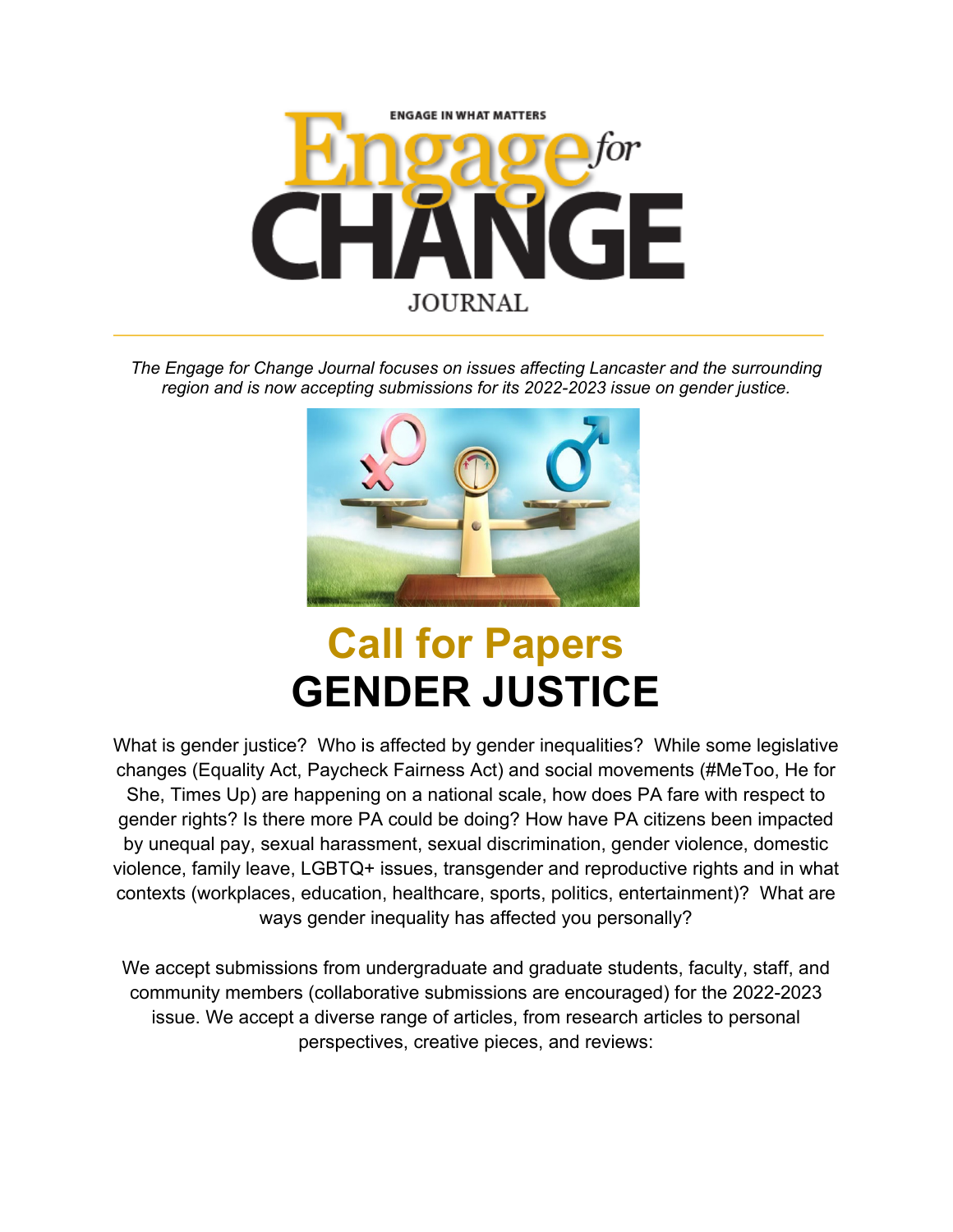ENGAGE IN WHAT MATTERS

# Engage for CHANGE JOURNAL

*The Engage for Change Journal focuses on issues affecting Lancaster and the surrounding region and is now accepting submissions for its 2022-2023 issue on gender justice.*

# Call for Papers

# GENDER JUSTICE

What is gender justice? Who is affected by gender inequalities? While some legislative changes (Equality Act, Paycheck Fairness Act) and social movements (#MeToo, He for She, Times Up) are happening on a national scale, how does PA fare with respect to gender rights? Is there more PA could be doing? How have PA citizens been impacted by unequal pay, sexual harassment, sexual discrimination, gender violence, domestic violence, family leave, LGBTQ+ issues, transgender and reproductive rights and in what contexts (workplaces, education, healthcare, sports, politics, entertainment)? What are ways gender inequality has affected you personally?

We accept submissions from undergraduate and graduate students, faculty, staff, and community members (collaborative submissions are encouraged) for the 2022-2023 issue. We accept a diverse range of articles, from research articles to personal perspectives, creative pieces, and reviews: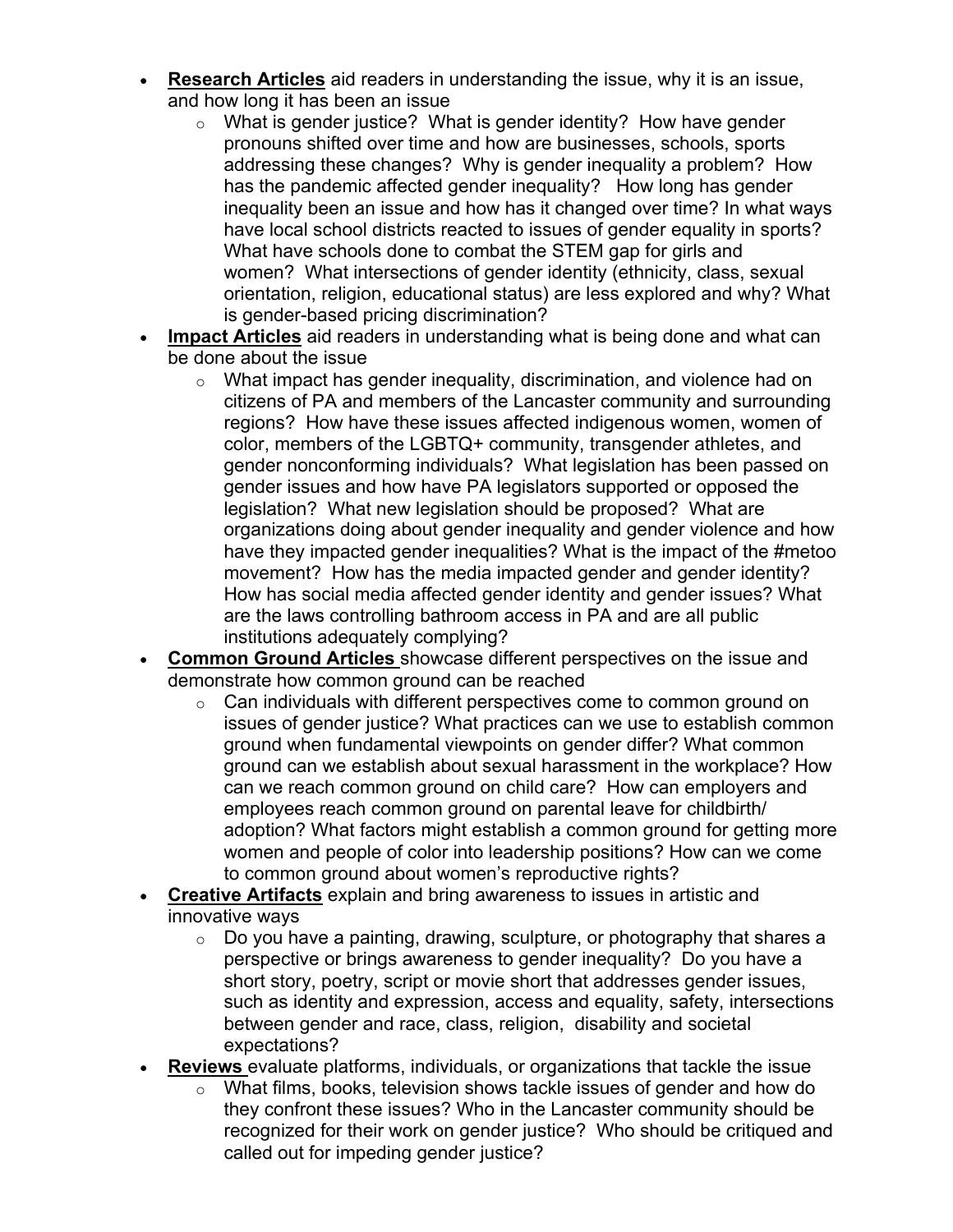- **<u>Research Articles</u>** aid readers in understanding the issue, why it is an issue, and how long it has been an issue
  - What is gender justice? What is gender identity? How have gender pronouns shifted over time and how are businesses, schools, sports addressing these changes? Why is gender inequality a problem? How has the pandemic affected gender inequality? How long has gender inequality been an issue and how has it changed over time? In what ways have local school districts reacted to issues of gender equality in sports? What have schools done to combat the STEM gap for girls and women? What intersections of gender identity (ethnicity, class, sexual orientation, religion, educational status) are less explored and why? What is gender-based pricing discrimination?
- **<u>Impact Articles</u>** aid readers in understanding what is being done and what can be done about the issue
  - What impact has gender inequality, discrimination, and violence had on citizens of PA and members of the Lancaster community and surrounding regions? How have these issues affected indigenous women, women of color, members of the LGBTQ+ community, transgender athletes, and gender nonconforming individuals? What legislation has been passed on gender issues and how have PA legislators supported or opposed the legislation? What new legislation should be proposed? What are organizations doing about gender inequality and gender violence and how have they impacted gender inequalities? What is the impact of the #metoo movement? How has the media impacted gender and gender identity? How has social media affected gender identity and gender issues? What are the laws controlling bathroom access in PA and are all public institutions adequately complying?
- **<u>Common Ground Articles</u>** showcase different perspectives on the issue and demonstrate how common ground can be reached
  - Can individuals with different perspectives come to common ground on issues of gender justice? What practices can we use to establish common ground when fundamental viewpoints on gender differ? What common ground can we establish about sexual harassment in the workplace? How can we reach common ground on child care? How can employers and employees reach common ground on parental leave for childbirth/ adoption? What factors might establish a common ground for getting more women and people of color into leadership positions? How can we come to common ground about women's reproductive rights?
- **<u>Creative Artifacts</u>** explain and bring awareness to issues in artistic and innovative ways
  - Do you have a painting, drawing, sculpture, or photography that shares a perspective or brings awareness to gender inequality? Do you have a short story, poetry, script or movie short that addresses gender issues, such as identity and expression, access and equality, safety, intersections between gender and race, class, religion, disability and societal expectations?
- **<u>Reviews</u>** evaluate platforms, individuals, or organizations that tackle the issue
  - What films, books, television shows tackle issues of gender and how do they confront these issues? Who in the Lancaster community should be recognized for their work on gender justice? Who should be critiqued and called out for impeding gender justice?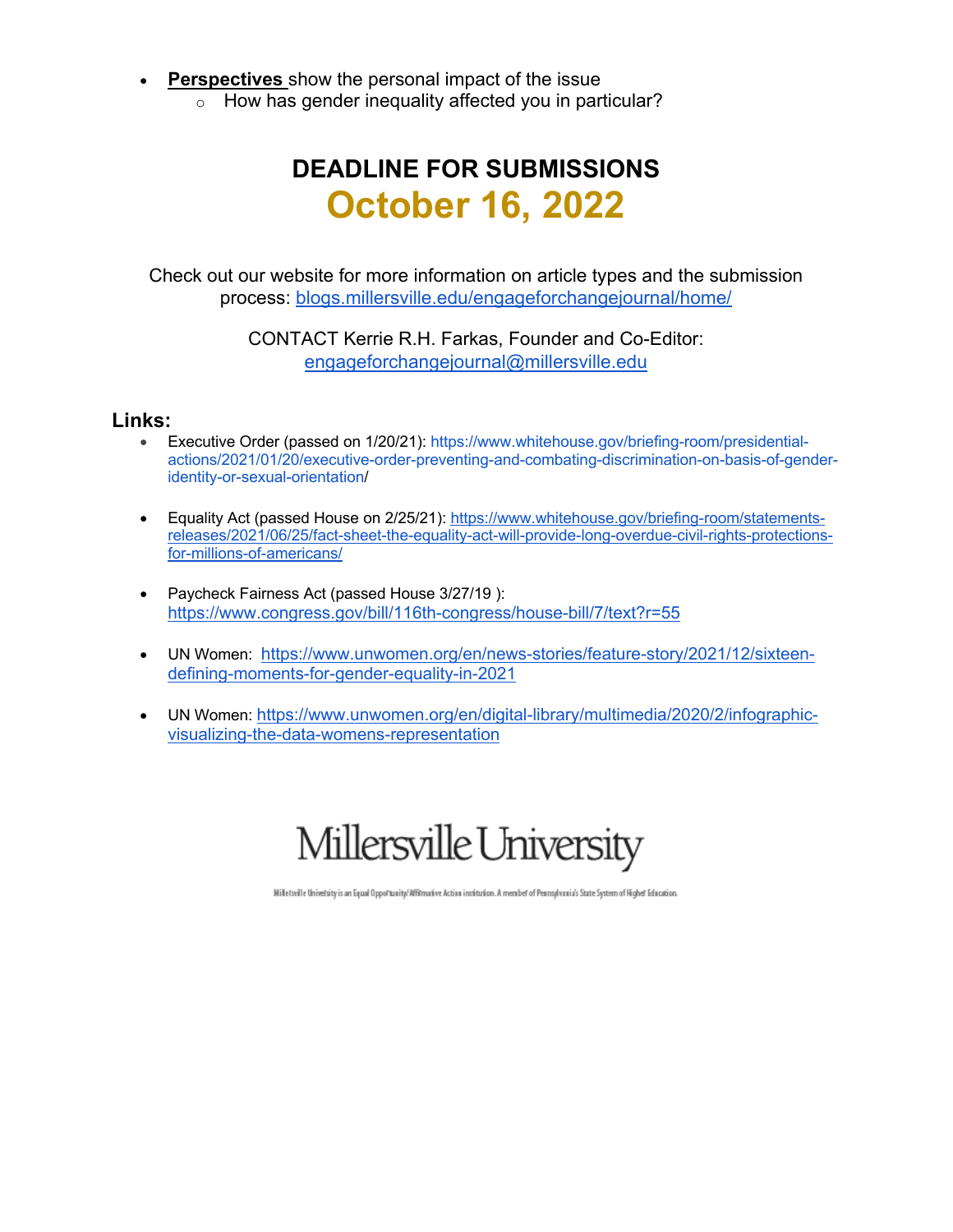- **Perspectives** show the personal impact of the issue
  - How has gender inequality affected you in particular?

## DEADLINE FOR SUBMISSIONS

## October 16, 2022

Check out our website for more information on article types and the submission process: blogs.millersville.edu/engageforchangejournal/home/

CONTACT Kerrie R.H. Farkas, Founder and Co-Editor: engageforchangejournal@millersville.edu

### Links:

- Executive Order (passed on 1/20/21): https://www.whitehouse.gov/briefing-room/presidential-actions/2021/01/20/executive-order-preventing-and-combating-discrimination-on-basis-of-gender-identity-or-sexual-orientation/

- Equality Act (passed House on 2/25/21): https://www.whitehouse.gov/briefing-room/statements-releases/2021/06/25/fact-sheet-the-equality-act-will-provide-long-overdue-civil-rights-protections-for-millions-of-americans/

- Paycheck Fairness Act (passed House 3/27/19 ): https://www.congress.gov/bill/116th-congress/house-bill/7/text?r=55

- UN Women: https://www.unwomen.org/en/news-stories/feature-story/2021/12/sixteen-defining-moments-for-gender-equality-in-2021

- UN Women: https://www.unwomen.org/en/digital-library/multimedia/2020/2/infographic-visualizing-the-data-womens-representation

Millersville University

Millersville University is an Equal Opportunity/Affirmative Action institution. A member of Pennsylvania's State System of Higher Education.